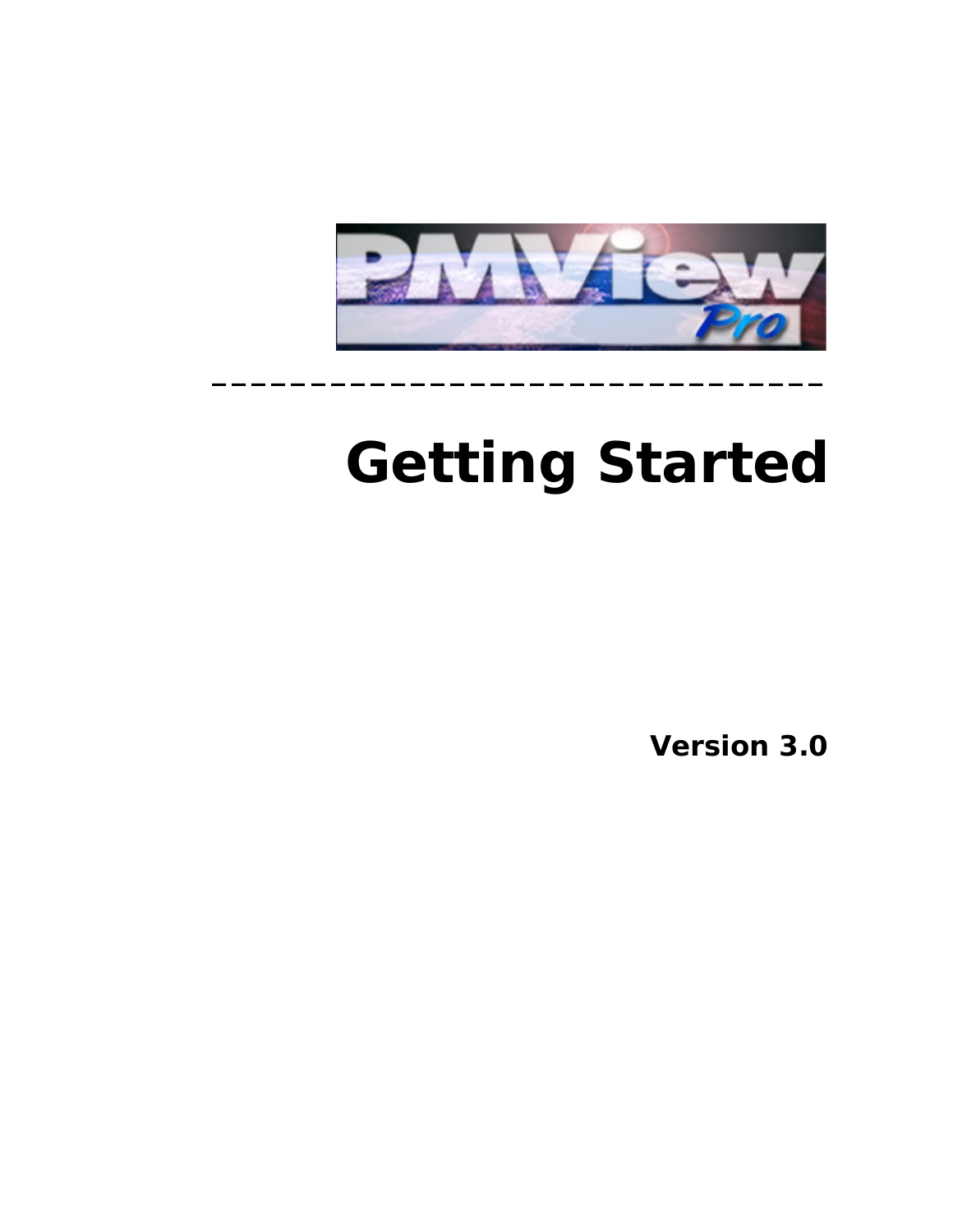PMView Pro

# Getting Started

**Version 3.0**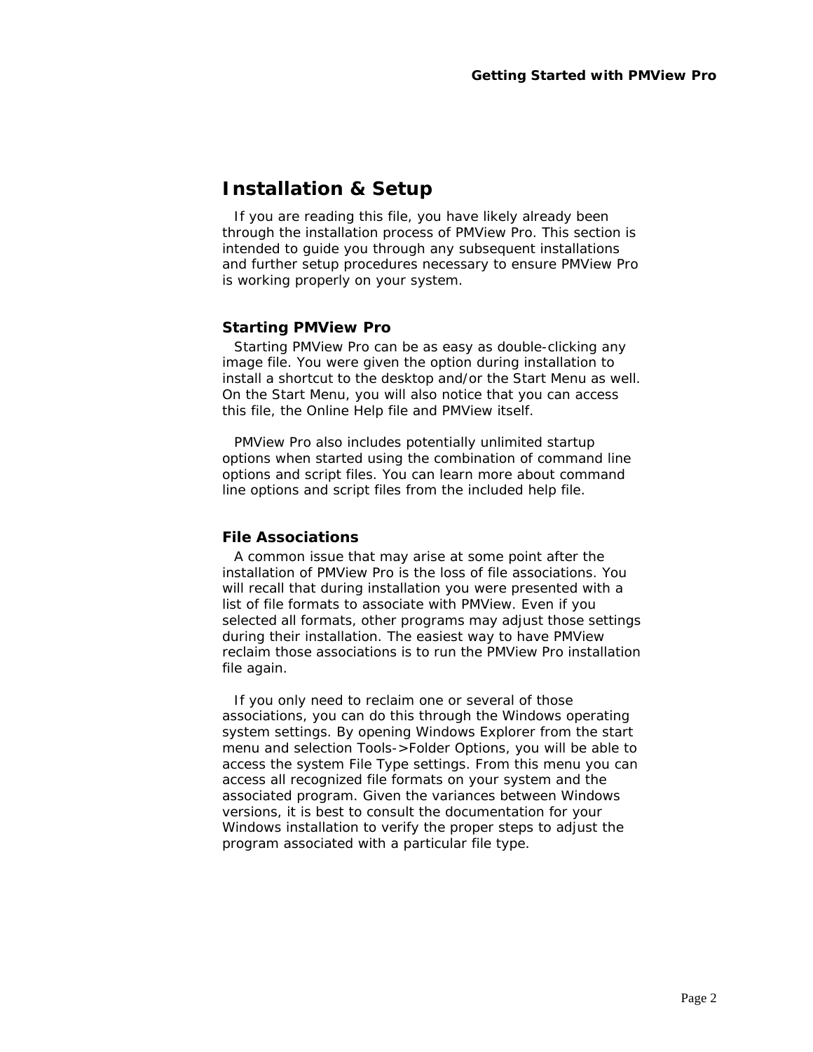# Installation & Setup

If you are reading this file, you have likely already been through the installation process of PMView Pro. This section is intended to guide you through any subsequent installations and further setup procedures necessary to ensure PMView Pro is working properly on your system.

## Starting PMView Pro

Starting PMView Pro can be as easy as double-clicking any image file. You were given the option during installation to install a shortcut to the desktop and/or the Start Menu as well. On the Start Menu, you will also notice that you can access this file, the Online Help file and PMView itself.

PMView Pro also includes potentially unlimited startup options when started using the combination of command line options and script files. You can learn more about command line options and script files from the included help file.

## File Associations

A common issue that may arise at some point after the installation of PMView Pro is the loss of file associations. You will recall that during installation you were presented with a list of file formats to associate with PMView. Even if you selected all formats, other programs may adjust those settings during their installation. The easiest way to have PMView reclaim those associations is to run the PMView Pro installation file again.

If you only need to reclaim one or several of those associations, you can do this through the Windows operating system settings. By opening Windows Explorer from the start menu and selection Tools->Folder Options, you will be able to access the system File Type settings. From this menu you can access all recognized file formats on your system and the associated program. Given the variances between Windows versions, it is best to consult the documentation for your Windows installation to verify the proper steps to adjust the program associated with a particular file type.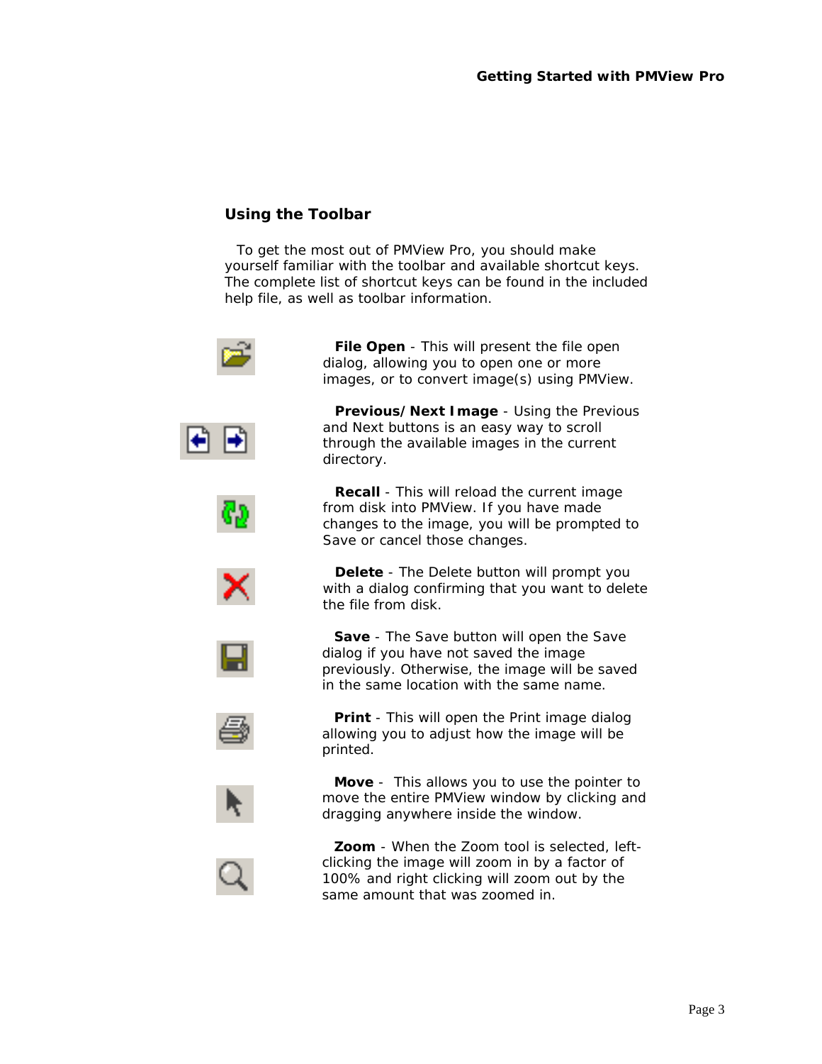## Using the Toolbar

To get the most out of PMView Pro, you should make yourself familiar with the toolbar and available shortcut keys. The complete list of shortcut keys can be found in the included help file, as well as toolbar information.

**File Open** - This will present the file open dialog, allowing you to open one or more images, or to convert image(s) using PMView.

**Previous/Next Image** - Using the Previous and Next buttons is an easy way to scroll through the available images in the current directory.

**Recall** - This will reload the current image from disk into PMView. If you have made changes to the image, you will be prompted to Save or cancel those changes.

**Delete** - The Delete button will prompt you with a dialog confirming that you want to delete the file from disk.

**Save** - The Save button will open the Save dialog if you have not saved the image previously. Otherwise, the image will be saved in the same location with the same name.

**Print** - This will open the Print image dialog allowing you to adjust how the image will be printed.

**Move** - This allows you to use the pointer to move the entire PMView window by clicking and dragging anywhere inside the window.

**Zoom** - When the Zoom tool is selected, left-clicking the image will zoom in by a factor of 100% and right clicking will zoom out by the same amount that was zoomed in.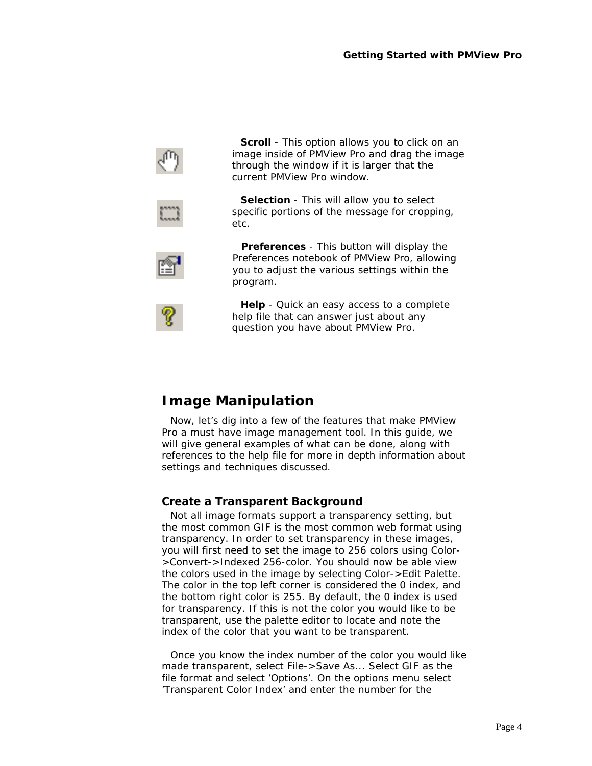**Scroll** - This option allows you to click on an image inside of PMView Pro and drag the image through the window if it is larger that the current PMView Pro window.

**Selection** - This will allow you to select specific portions of the message for cropping, etc.

**Preferences** - This button will display the Preferences notebook of PMView Pro, allowing you to adjust the various settings within the program.

**Help** - Quick an easy access to a complete help file that can answer just about any question you have about PMView Pro.

## Image Manipulation

Now, let's dig into a few of the features that make PMView Pro a must have image management tool. In this guide, we will give general examples of what can be done, along with references to the help file for more in depth information about settings and techniques discussed.

### Create a Transparent Background

Not all image formats support a transparency setting, but the most common GIF is the most common web format using transparency. In order to set transparency in these images, you will first need to set the image to 256 colors using Color->Convert->Indexed 256-color. You should now be able view the colors used in the image by selecting Color->Edit Palette. The color in the top left corner is considered the 0 index, and the bottom right color is 255. By default, the 0 index is used for transparency. If this is not the color you would like to be transparent, use the palette editor to locate and note the index of the color that you want to be transparent.

Once you know the index number of the color you would like made transparent, select File->Save As... Select GIF as the file format and select 'Options'. On the options menu select 'Transparent Color Index' and enter the number for the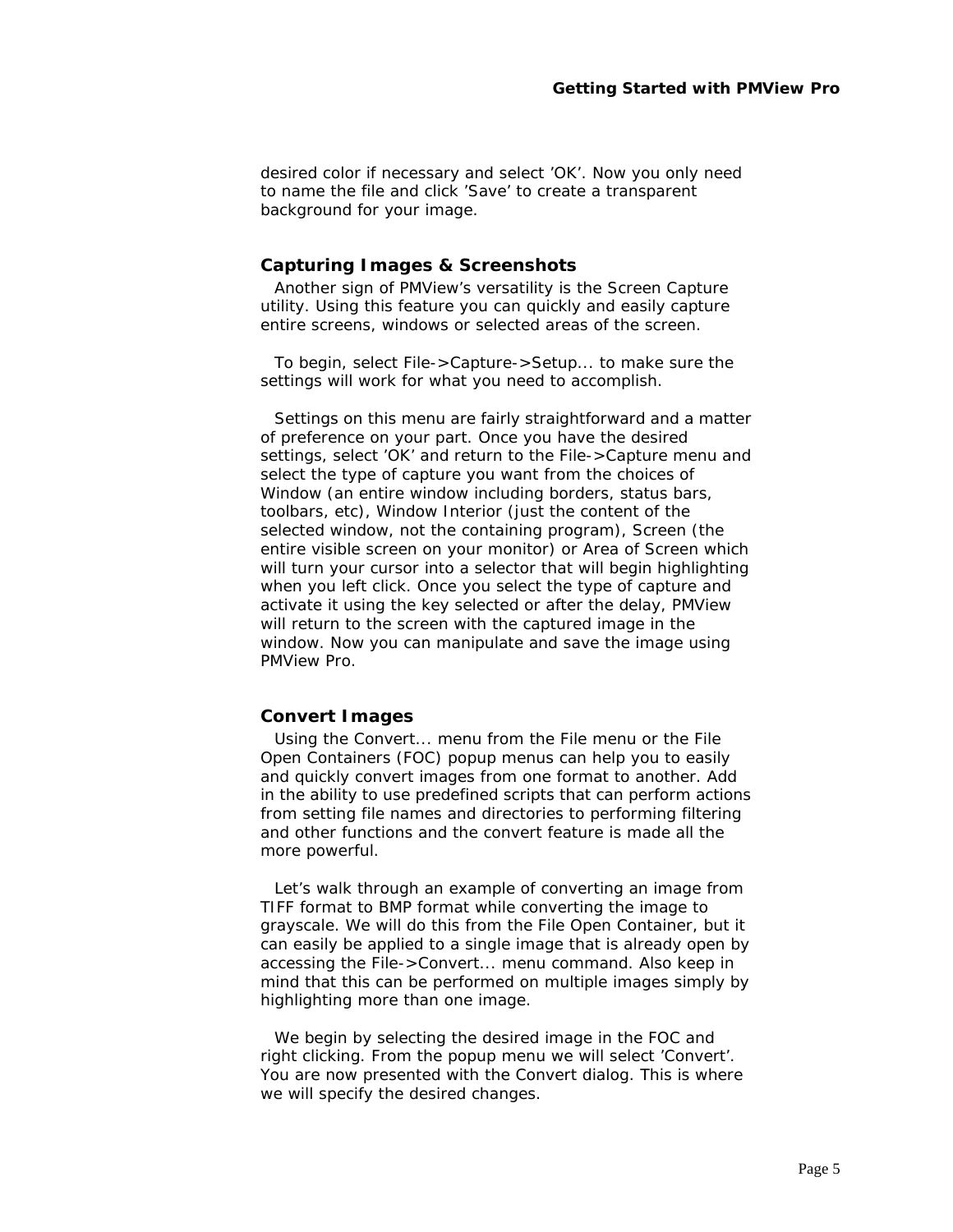desired color if necessary and select 'OK'. Now you only need to name the file and click 'Save' to create a transparent background for your image.

## Capturing Images & Screenshots

Another sign of PMView's versatility is the Screen Capture utility. Using this feature you can quickly and easily capture entire screens, windows or selected areas of the screen.

To begin, select File->Capture->Setup... to make sure the settings will work for what you need to accomplish.

Settings on this menu are fairly straightforward and a matter of preference on your part. Once you have the desired settings, select 'OK' and return to the File->Capture menu and select the type of capture you want from the choices of Window (an entire window including borders, status bars, toolbars, etc), Window Interior (just the content of the selected window, not the containing program), Screen (the entire visible screen on your monitor) or Area of Screen which will turn your cursor into a selector that will begin highlighting when you left click. Once you select the type of capture and activate it using the key selected or after the delay, PMView will return to the screen with the captured image in the window. Now you can manipulate and save the image using PMView Pro.

## Convert Images

Using the Convert... menu from the File menu or the File Open Containers (FOC) popup menus can help you to easily and quickly convert images from one format to another. Add in the ability to use predefined scripts that can perform actions from setting file names and directories to performing filtering and other functions and the convert feature is made all the more powerful.

Let's walk through an example of converting an image from TIFF format to BMP format while converting the image to grayscale. We will do this from the File Open Container, but it can easily be applied to a single image that is already open by accessing the File->Convert... menu command. Also keep in mind that this can be performed on multiple images simply by highlighting more than one image.

We begin by selecting the desired image in the FOC and right clicking. From the popup menu we will select 'Convert'. You are now presented with the Convert dialog. This is where we will specify the desired changes.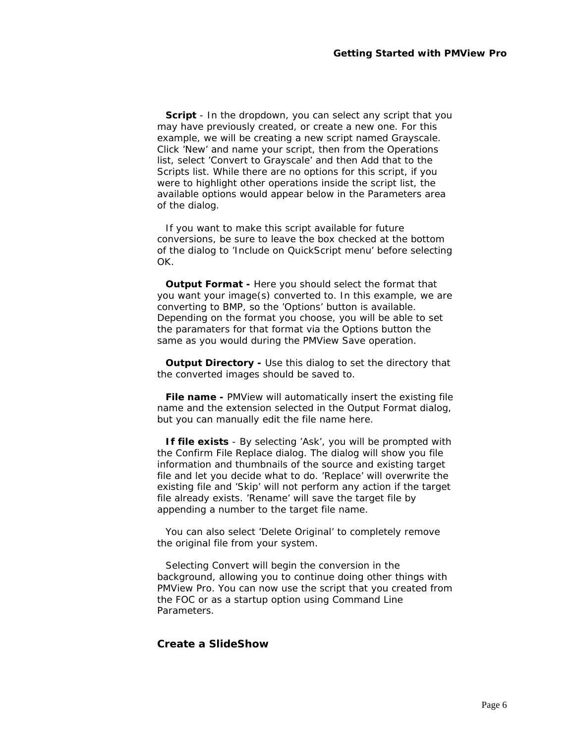**Script** - In the dropdown, you can select any script that you may have previously created, or create a new one. For this example, we will be creating a new script named Grayscale. Click ’New’ and name your script, then from the Operations list, select ’Convert to Grayscale’ and then Add that to the Scripts list. While there are no options for this script, if you were to highlight other operations inside the script list, the available options would appear below in the Parameters area of the dialog.

If you want to make this script available for future conversions, be sure to leave the box checked at the bottom of the dialog to ’Include on QuickScript menu’ before selecting OK.

**Output Format -** Here you should select the format that you want your image(s) converted to. In this example, we are converting to BMP, so the ’Options’ button is available. Depending on the format you choose, you will be able to set the paramaters for that format via the Options button the same as you would during the PMView Save operation.

**Output Directory -** Use this dialog to set the directory that the converted images should be saved to.

**File name -** PMView will automatically insert the existing file name and the extension selected in the Output Format dialog, but you can manually edit the file name here.

**If file exists** - By selecting ’Ask’, you will be prompted with the Confirm File Replace dialog. The dialog will show you file information and thumbnails of the source and existing target file and let you decide what to do. ’Replace’ will overwrite the existing file and ’Skip’ will not perform any action if the target file already exists. ’Rename’ will save the target file by appending a number to the target file name.

You can also select ’Delete Original’ to completely remove the original file from your system.

Selecting Convert will begin the conversion in the background, allowing you to continue doing other things with PMView Pro. You can now use the script that you created from the FOC or as a startup option using Command Line Parameters.

### Create a SlideShow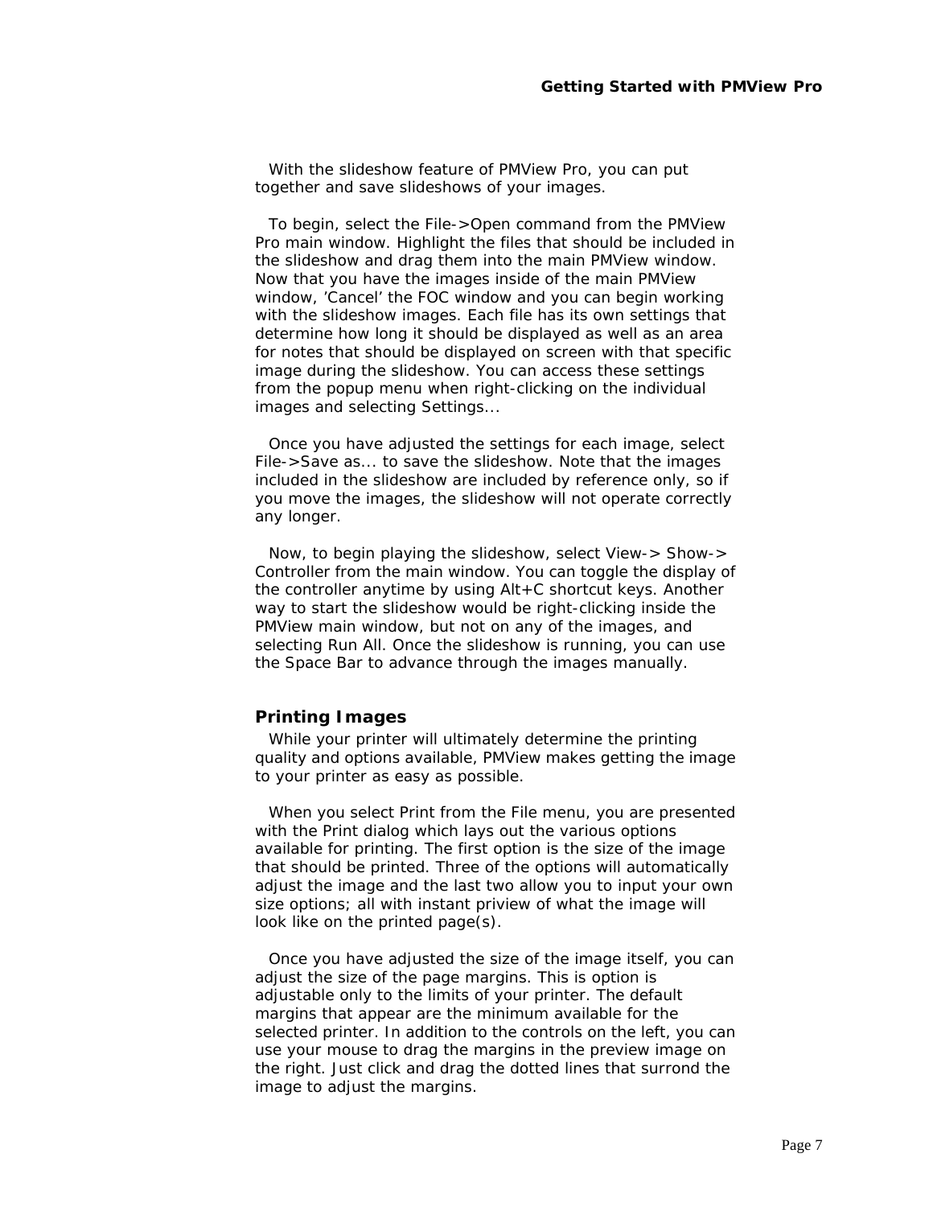With the slideshow feature of PMView Pro, you can put together and save slideshows of your images.

To begin, select the File->Open command from the PMView Pro main window. Highlight the files that should be included in the slideshow and drag them into the main PMView window. Now that you have the images inside of the main PMView window, 'Cancel' the FOC window and you can begin working with the slideshow images. Each file has its own settings that determine how long it should be displayed as well as an area for notes that should be displayed on screen with that specific image during the slideshow. You can access these settings from the popup menu when right-clicking on the individual images and selecting Settings...

Once you have adjusted the settings for each image, select File->Save as... to save the slideshow. Note that the images included in the slideshow are included by reference only, so if you move the images, the slideshow will not operate correctly any longer.

Now, to begin playing the slideshow, select View-> Show-> Controller from the main window. You can toggle the display of the controller anytime by using Alt+C shortcut keys. Another way to start the slideshow would be right-clicking inside the PMView main window, but not on any of the images, and selecting Run All. Once the slideshow is running, you can use the Space Bar to advance through the images manually.

### Printing Images

While your printer will ultimately determine the printing quality and options available, PMView makes getting the image to your printer as easy as possible.

When you select Print from the File menu, you are presented with the Print dialog which lays out the various options available for printing. The first option is the size of the image that should be printed. Three of the options will automatically adjust the image and the last two allow you to input your own size options; all with instant priview of what the image will look like on the printed page(s).

Once you have adjusted the size of the image itself, you can adjust the size of the page margins. This is option is adjustable only to the limits of your printer. The default margins that appear are the minimum available for the selected printer. In addition to the controls on the left, you can use your mouse to drag the margins in the preview image on the right. Just click and drag the dotted lines that surrond the image to adjust the margins.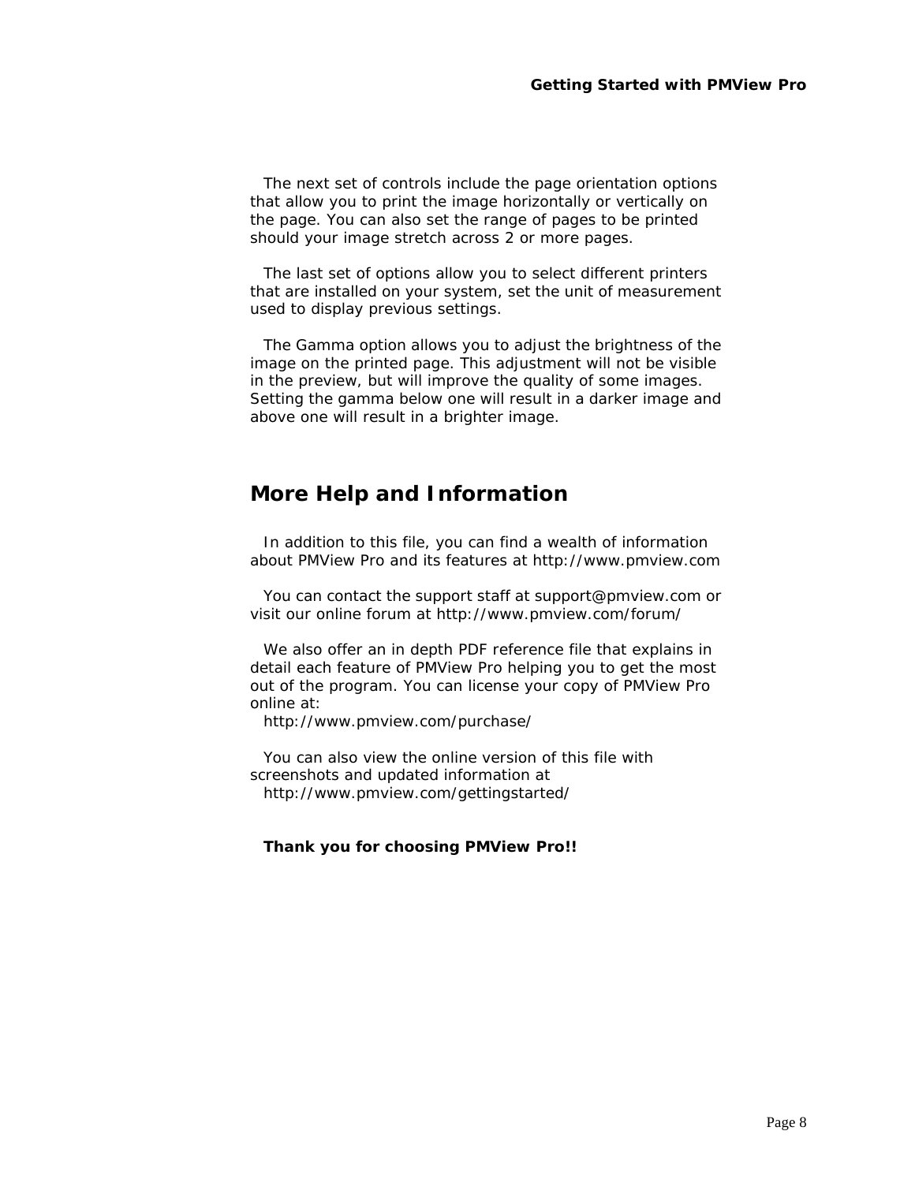The next set of controls include the page orientation options that allow you to print the image horizontally or vertically on the page. You can also set the range of pages to be printed should your image stretch across 2 or more pages.

The last set of options allow you to select different printers that are installed on your system, set the unit of measurement used to display previous settings.

The Gamma option allows you to adjust the brightness of the image on the printed page. This adjustment will not be visible in the preview, but will improve the quality of some images. Setting the gamma below one will result in a darker image and above one will result in a brighter image.

## More Help and Information

In addition to this file, you can find a wealth of information about PMView Pro and its features at http://www.pmview.com

You can contact the support staff at support@pmview.com or visit our online forum at http://www.pmview.com/forum/

We also offer an in depth PDF reference file that explains in detail each feature of PMView Pro helping you to get the most out of the program. You can license your copy of PMView Pro online at:
http://www.pmview.com/purchase/

You can also view the online version of this file with screenshots and updated information at
http://www.pmview.com/gettingstarted/

**Thank you for choosing PMView Pro!!**